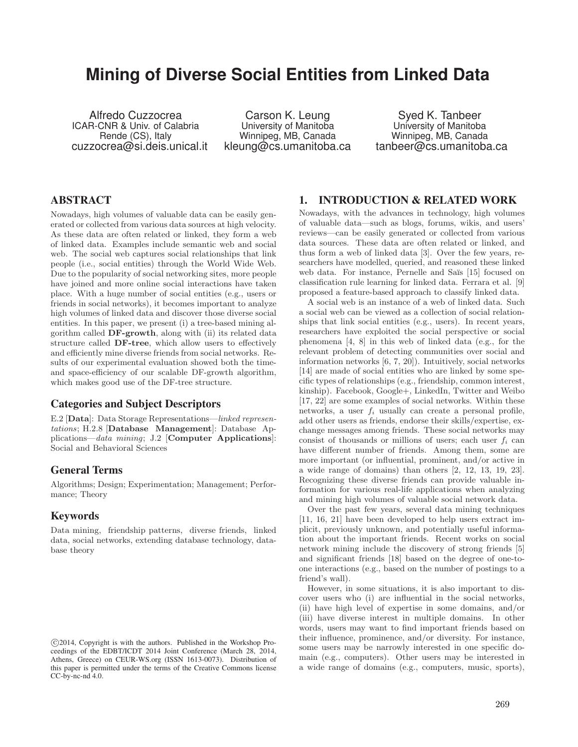# Mining of Diverse Social Entities from Linked Data

Alfredo Cuzzocrea
ICAR-CNR & Univ. of Calabria
Rende (CS), Italy
cuzzocrea@si.deis.unical.it

Carson K. Leung
University of Manitoba
Winnipeg, MB, Canada
kleung@cs.umanitoba.ca

Syed K. Tanbeer
University of Manitoba
Winnipeg, MB, Canada
tanbeer@cs.umanitoba.ca

## ABSTRACT

Nowadays, high volumes of valuable data can be easily generated or collected from various data sources at high velocity. As these data are often related or linked, they form a web of linked data. Examples include semantic web and social web. The social web captures social relationships that link people (i.e., social entities) through the World Wide Web. Due to the popularity of social networking sites, more people have joined and more online social interactions have taken place. With a huge number of social entities (e.g., users or friends in social networks), it becomes important to analyze high volumes of linked data and discover those diverse social entities. In this paper, we present (i) a tree-based mining algorithm called **DF-growth**, along with (ii) its related data structure called **DF-tree**, which allow users to effectively and efficiently mine diverse friends from social networks. Results of our experimental evaluation showed both the time- and space-efficiency of our scalable DF-growth algorithm, which makes good use of the DF-tree structure.

### Categories and Subject Descriptors

E.2 [**Data**]: Data Storage Representations—*linked representations*; H.2.8 [**Database Management**]: Database Applications—*data mining*; J.2 [**Computer Applications**]: Social and Behavioral Sciences

### General Terms

Algorithms; Design; Experimentation; Management; Performance; Theory

### Keywords

Data mining, friendship patterns, diverse friends, linked data, social networks, extending database technology, database theory

©2014, Copyright is with the authors. Published in the Workshop Proceedings of the EDBT/ICDT 2014 Joint Conference (March 28, 2014, Athens, Greece) on CEUR-WS.org (ISSN 1613-0073). Distribution of this paper is permitted under the terms of the Creative Commons license CC-by-nc-nd 4.0.

## 1. INTRODUCTION & RELATED WORK

Nowadays, with the advances in technology, high volumes of valuable data—such as blogs, forums, wikis, and users' reviews—can be easily generated or collected from various data sources. These data are often related or linked, and thus form a web of linked data [3]. Over the few years, researchers have modelled, queried, and reasoned these linked web data. For instance, Pernelle and Saïs [15] focused on classification rule learning for linked data. Ferrara et al. [9] proposed a feature-based approach to classify linked data.

A social web is an instance of a web of linked data. Such a social web can be viewed as a collection of social relationships that link social entities (e.g., users). In recent years, researchers have exploited the social perspective or social phenomena [4, 8] in this web of linked data (e.g., for the relevant problem of detecting communities over social and information networks [6, 7, 20]). Intuitively, social networks [14] are made of social entities who are linked by some specific types of relationships (e.g., friendship, common interest, kinship). Facebook, Google+, LinkedIn, Twitter and Weibo [17, 22] are some examples of social networks. Within these networks, a user $f_i$ usually can create a personal profile, add other users as friends, endorse their skills/expertise, exchange messages among friends. These social networks may consist of thousands or millions of users; each user $f_i$ can have different number of friends. Among them, some are more important (or influential, prominent, and/or active in a wide range of domains) than others [2, 12, 13, 19, 23]. Recognizing these diverse friends can provide valuable information for various real-life applications when analyzing and mining high volumes of valuable social network data.

Over the past few years, several data mining techniques [11, 16, 21] have been developed to help users extract implicit, previously unknown, and potentially useful information about the important friends. Recent works on social network mining include the discovery of strong friends [5] and significant friends [18] based on the degree of one-to-one interactions (e.g., based on the number of postings to a friend's wall).

However, in some situations, it is also important to discover users who (i) are influential in the social networks, (ii) have high level of expertise in some domains, and/or (iii) have diverse interest in multiple domains. In other words, users may want to find important friends based on their influence, prominence, and/or diversity. For instance, some users may be narrowly interested in one specific domain (e.g., computers). Other users may be interested in a wide range of domains (e.g., computers, music, sports),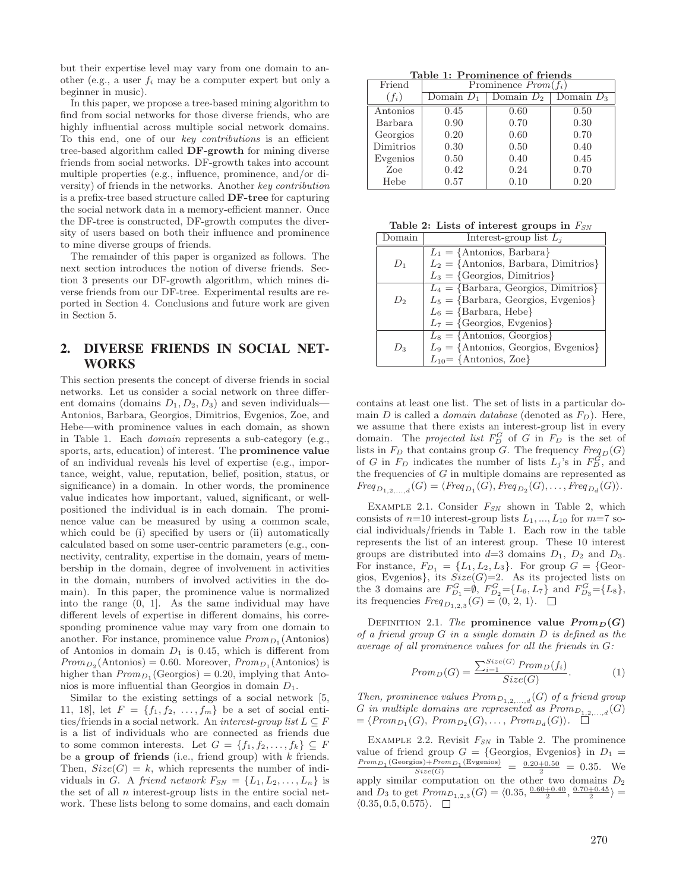but their expertise level may vary from one domain to another (e.g., a user $f_i$ may be a computer expert but only a beginner in music).

In this paper, we propose a tree-based mining algorithm to find from social networks for those diverse friends, who are highly influential across multiple social network domains. To this end, one of our *key contributions* is an efficient tree-based algorithm called **DF-growth** for mining diverse friends from social networks. DF-growth takes into account multiple properties (e.g., influence, prominence, and/or diversity) of friends in the networks. Another *key contribution* is a prefix-tree based structure called **DF-tree** for capturing the social network data in a memory-efficient manner. Once the DF-tree is constructed, DF-growth computes the diversity of users based on both their influence and prominence to mine diverse groups of friends.

The remainder of this paper is organized as follows. The next section introduces the notion of diverse friends. Section 3 presents our DF-growth algorithm, which mines diverse friends from our DF-tree. Experimental results are reported in Section 4. Conclusions and future work are given in Section 5.

## 2. DIVERSE FRIENDS IN SOCIAL NETWORKS

This section presents the concept of diverse friends in social networks. Let us consider a social network on three different domains (domains $D_1, D_2, D_3$) and seven individuals—Antonios, Barbara, Georgios, Dimitrios, Evgenios, Zoe, and Hebe—with prominence values in each domain, as shown in Table 1. Each *domain* represents a sub-category (e.g., sports, arts, education) of interest. The **prominence value** of an individual reveals his level of expertise (e.g., importance, weight, value, reputation, belief, position, status, or significance) in a domain. In other words, the prominence value indicates how important, valued, significant, or well-positioned the individual is in each domain. The prominence value can be measured by using a common scale, which could be (i) specified by users or (ii) automatically calculated based on some user-centric parameters (e.g., connectivity, centrality, expertise in the domain, years of membership in the domain, degree of involvement in activities in the domain, numbers of involved activities in the domain). In this paper, the prominence value is normalized into the range (0, 1]. As the same individual may have different levels of expertise in different domains, his corresponding prominence value may vary from one domain to another. For instance, prominence value $Prom_{D_1}$(Antonios) of Antonios in domain $D_1$ is 0.45, which is different from $Prom_{D_2}$(Antonios) = 0.60. Moreover, $Prom_{D_1}$(Antonios) is higher than $Prom_{D_1}$(Georgios) = 0.20, implying that Antonios is more influential than Georgios in domain $D_1$.

Similar to the existing settings of a social network [5, 11, 18], let $F = \{f_1, f_2, \ldots, f_m\}$ be a set of social entities/friends in a social network. An *interest-group list* $L \subseteq F$ is a list of individuals who are connected as friends due to some common interests. Let $G = \{f_1, f_2, \ldots, f_k\} \subseteq F$ be a **group of friends** (i.e., friend group) with $k$ friends. Then, $Size(G) = k$, which represents the number of individuals in $G$. A *friend network* $F_{SN} = \{L_1, L_2, \ldots, L_n\}$ is the set of all $n$ interest-group lists in the entire social network. These lists belong to some domains, and each domain contains at least one list. The set of lists in a particular domain $D$ is called a *domain database* (denoted as $F_D$). Here, we assume that there exists an interest-group list in every domain. The *projected list* $F_D^G$ of $G$ in $F_D$ is the set of lists in $F_D$ that contains group $G$. The frequency $Freq_D(G)$ of $G$ in $F_D$ indicates the number of lists $L_j$'s in $F_D^G$, and the frequencies of $G$ in multiple domains are represented as $Freq_{D_{1,2,\ldots,d}}(G) = \langle Freq_{D_1}(G), Freq_{D_2}(G), \ldots, Freq_{D_d}(G)\rangle$.

**Table 1: Prominence of friends**

| Friend ($f_i$) | Prominence $Prom(f_i)$ Domain $D_1$ | Domain $D_2$ | Domain $D_3$ |
|---|---|---|---|
| Antonios | 0.45 | 0.60 | 0.50 |
| Barbara | 0.90 | 0.70 | 0.30 |
| Georgios | 0.20 | 0.60 | 0.70 |
| Dimitrios | 0.30 | 0.50 | 0.40 |
| Evgenios | 0.50 | 0.40 | 0.45 |
| Zoe | 0.42 | 0.24 | 0.70 |
| Hebe | 0.57 | 0.10 | 0.20 |

**Table 2: Lists of interest groups in $F_{SN}$**

| Domain | Interest-group list $L_j$ |
|---|---|
| $D_1$ | $L_1$ = {Antonios, Barbara} |
| | $L_2$ = {Antonios, Barbara, Dimitrios} |
| | $L_3$ = {Georgios, Dimitrios} |
| $D_2$ | $L_4$ = {Barbara, Georgios, Dimitrios} |
| | $L_5$ = {Barbara, Georgios, Evgenios} |
| | $L_6$ = {Barbara, Hebe} |
| | $L_7$ = {Georgios, Evgenios} |
| $D_3$ | $L_8$ = {Antonios, Georgios} |
| | $L_9$ = {Antonios, Georgios, Evgenios} |
| | $L_{10}$ = {Antonios, Zoe} |

Example 2.1. Consider $F_{SN}$ shown in Table 2, which consists of $n$=10 interest-group lists $L_1, \ldots, L_{10}$ for $m$=7 social individuals/friends in Table 1. Each row in the table represents the list of an interest group. These 10 interest groups are distributed into $d$=3 domains $D_1$, $D_2$ and $D_3$. For instance, $F_{D_1} = \{L_1, L_2, L_3\}$. For group $G$ = {Georgios, Evgenios}, its $Size(G)$=2. As its projected lists on the 3 domains are $F_{D_1}^G=\emptyset$, $F_{D_2}^G=\{L_6, L_7\}$ and $F_{D_3}^G=\{L_8\}$, its frequencies $Freq_{D_{1,2,3}}(G) = \langle 0, 2, 1\rangle$. □

Definition 2.1. *The* **prominence value $Prom_D(G)$** *of a friend group $G$ in a single domain $D$ is defined as the average of all prominence values for all the friends in $G$:*

$$Prom_D(G) = \frac{\sum_{i=1}^{Size(G)} Prom_D(f_i)}{Size(G)}. \quad (1)$$

*Then, prominence values $Prom_{D_{1,2,\ldots,d}}(G)$ of a friend group $G$ in multiple domains are represented as $Prom_{D_{1,2,\ldots,d}}(G)$ $= \langle Prom_{D_1}(G), Prom_{D_2}(G), \ldots, Prom_{D_d}(G)\rangle$.* □

Example 2.2. Revisit $F_{SN}$ in Table 2. The prominence value of friend group $G$ = {Georgios, Evgenios} in $D_1$ = $\frac{Prom_{D_1}(\text{Georgios})+Prom_{D_1}(\text{Evgenios})}{Size(G)} = \frac{0.20+0.50}{2} = 0.35$. We apply similar computation on the other two domains $D_2$ and $D_3$ to get $Prom_{D_{1,2,3}}(G) = \langle 0.35, \frac{0.60+0.40}{2}, \frac{0.70+0.45}{2}\rangle = \langle 0.35, 0.5, 0.575\rangle$. □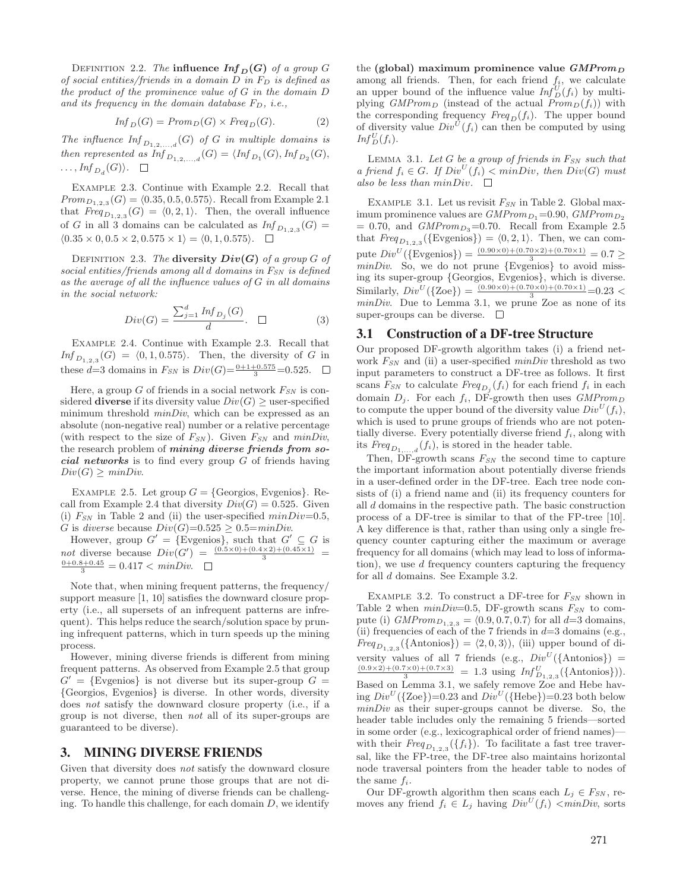DEFINITION 2.2. *The* **influence** $\boldsymbol{Inf_D(G)}$ *of a group* $G$ *of social entities/friends in a domain* $D$ *in* $F_D$ *is defined as the product of the prominence value of* $G$ *in the domain* $D$ *and its frequency in the domain database* $F_D$*, i.e.,*

$$Inf_D(G) = Prom_D(G) \times Freq_D(G). \tag{2}$$

*The influence* $Inf_{D_{1,2,\ldots,d}}(G)$ *of* $G$ *in multiple domains is then represented as* $Inf_{D_{1,2,\ldots,d}}(G) = \langle Inf_{D_1}(G), Inf_{D_2}(G), \ldots, Inf_{D_d}(G)\rangle$. □

EXAMPLE 2.3. Continue with Example 2.2. Recall that $Prom_{D_{1,2,3}}(G) = \langle 0.35, 0.5, 0.575\rangle$. Recall from Example 2.1 that $Freq_{D_{1,2,3}}(G) = \langle 0, 2, 1\rangle$. Then, the overall influence of $G$ in all 3 domains can be calculated as $Inf_{D_{1,2,3}}(G) = \langle 0.35 \times 0, 0.5 \times 2, 0.575 \times 1\rangle = \langle 0, 1, 0.575\rangle$. □

DEFINITION 2.3. *The* **diversity** $\boldsymbol{Div(G)}$ *of a group* $G$ *of social entities/friends among all* $d$ *domains in* $F_{SN}$ *is defined as the average of all the influence values of* $G$ *in all domains in the social network:*

$$Div(G) = \frac{\sum_{j=1}^{d} Inf_{D_j}(G)}{d}. \quad \square \tag{3}$$

EXAMPLE 2.4. Continue with Example 2.3. Recall that $Inf_{D_{1,2,3}}(G) = \langle 0, 1, 0.575\rangle$. Then, the diversity of $G$ in these $d$=3 domains in $F_{SN}$ is $Div(G)=\frac{0+1+0.575}{3}$=0.525. □

Here, a group $G$ of friends in a social network $F_{SN}$ is considered **diverse** if its diversity value $Div(G) \geq$ user-specified minimum threshold $minDiv$, which can be expressed as an absolute (non-negative real) number or a relative percentage (with respect to the size of $F_{SN}$). Given $F_{SN}$ and $minDiv$, the research problem of ***mining diverse friends from social networks*** is to find every group $G$ of friends having $Div(G) \geq minDiv$.

EXAMPLE 2.5. Let group $G$ = {Georgios, Evgenios}. Recall from Example 2.4 that diversity $Div(G) = 0.525$. Given (i) $F_{SN}$ in Table 2 and (ii) the user-specified $minDiv$=0.5, $G$ is *diverse* because $Div(G)$=0.525 ≥ 0.5=$minDiv$.

However, group $G'$ = {Evgenios}, such that $G' \subseteq G$ is *not* diverse because $Div(G') = \frac{(0.5\times 0)+(0.4\times 2)+(0.45\times 1)}{3} = \frac{0+0.8+0.45}{3} = 0.417 < minDiv$. □

Note that, when mining frequent patterns, the frequency/support measure [1, 10] satisfies the downward closure property (i.e., all supersets of an infrequent patterns are infrequent). This helps reduce the search/solution space by pruning infrequent patterns, which in turn speeds up the mining process.

However, mining diverse friends is different from mining frequent patterns. As observed from Example 2.5 that group $G'$ = {Evgenios} is not diverse but its super-group $G$ = {Georgios, Evgenios} is diverse. In other words, diversity does *not* satisfy the downward closure property (i.e., if a group is not diverse, then *not* all of its super-groups are guaranteed to be diverse).

## 3. MINING DIVERSE FRIENDS

Given that diversity does *not* satisfy the downward closure property, we cannot prune those groups that are not diverse. Hence, the mining of diverse friends can be challenging. To handle this challenge, for each domain $D$, we identify the **(global) maximum prominence value** $\boldsymbol{GMProm_D}$ among all friends. Then, for each friend $f_i$, we calculate an upper bound of the influence value $Inf_D^U(f_i)$ by multiplying $GMProm_D$ (instead of the actual $Prom_D(f_i)$) with the corresponding frequency $Freq_D(f_i)$. The upper bound of diversity value $Div^U(f_i)$ can then be computed by using $Inf_D^U(f_i)$.

LEMMA 3.1. *Let* $G$ *be a group of friends in* $F_{SN}$ *such that a friend* $f_i \in G$*. If* $Div^U(f_i) < minDiv$*, then* $Div(G)$ *must also be less than* $minDiv$*.* □

EXAMPLE 3.1. Let us revisit $F_{SN}$ in Table 2. Global maximum prominence values are $GMProm_{D_1}$=0.90, $GMProm_{D_2}$ = 0.70, and $GMProm_{D_3}$=0.70. Recall from Example 2.5 that $Freq_{D_{1,2,3}}(\{\text{Evgenios}\}) = \langle 0, 2, 1\rangle$. Then, we can compute $Div^U(\{\text{Evgenios}\}) = \frac{(0.90\times 0)+(0.70\times 2)+(0.70\times 1)}{3} = 0.7 \geq minDiv$. So, we do not prune {Evgenios} to avoid missing its super-group {Georgios, Evgenios}, which is diverse. Similarly, $Div^U(\{\text{Zoe}\}) = \frac{(0.90\times 0)+(0.70\times 0)+(0.70\times 1)}{3}$=0.23 < $minDiv$. Due to Lemma 3.1, we prune Zoe as none of its super-groups can be diverse. □

### 3.1 Construction of a DF-tree Structure

Our proposed DF-growth algorithm takes (i) a friend network $F_{SN}$ and (ii) a user-specified $minDiv$ threshold as two input parameters to construct a DF-tree as follows. It first scans $F_{SN}$ to calculate $Freq_{D_j}(f_i)$ for each friend $f_i$ in each domain $D_j$. For each $f_i$, DF-growth then uses $GMProm_D$ to compute the upper bound of the diversity value $Div^U(f_i)$, which is used to prune groups of friends who are not potentially diverse. Every potentially diverse friend $f_i$, along with its $Freq_{D_{1,\ldots,d}}(f_i)$, is stored in the header table.

Then, DF-growth scans $F_{SN}$ the second time to capture the important information about potentially diverse friends in a user-defined order in the DF-tree. Each tree node consists of (i) a friend name and (ii) its frequency counters for all $d$ domains in the respective path. The basic construction process of a DF-tree is similar to that of the FP-tree [10]. A key difference is that, rather than using only a single frequency counter capturing either the maximum or average frequency for all domains (which may lead to loss of information), we use $d$ frequency counters capturing the frequency for all $d$ domains. See Example 3.2.

EXAMPLE 3.2. To construct a DF-tree for $F_{SN}$ shown in Table 2 when $minDiv$=0.5, DF-growth scans $F_{SN}$ to compute (i) $GMProm_{D_{1,2,3}} = \langle 0.9, 0.7, 0.7\rangle$ for all $d$=3 domains, (ii) frequencies of each of the 7 friends in $d$=3 domains (e.g., $Freq_{D_{1,2,3}}(\{\text{Antonios}\}) = \langle 2, 0, 3\rangle$), (iii) upper bound of diversity values of all 7 friends (e.g., $Div^U(\{\text{Antonios}\}) = \frac{(0.9\times 2)+(0.7\times 0)+(0.7\times 3)}{3}$ = 1.3 using $Inf^U_{D_{1,2,3}}(\{\text{Antonios}\})$). Based on Lemma 3.1, we safely remove Zoe and Hebe having $Div^U(\{\text{Zoe}\})$=0.23 and $Div^U(\{\text{Hebe}\})$=0.23 both below $minDiv$ as their super-groups cannot be diverse. So, the header table includes only the remaining 5 friends—sorted in some order (e.g., lexicographical order of friend names)—with their $Freq_{D_{1,2,3}}(\{f_i\})$. To facilitate a fast tree traversal, like the FP-tree, the DF-tree also maintains horizontal node traversal pointers from the header table to nodes of the same $f_i$.

Our DF-growth algorithm then scans each $L_j \in F_{SN}$, removes any friend $f_i \in L_j$ having $Div^U(f_i)$ <$minDiv$, sorts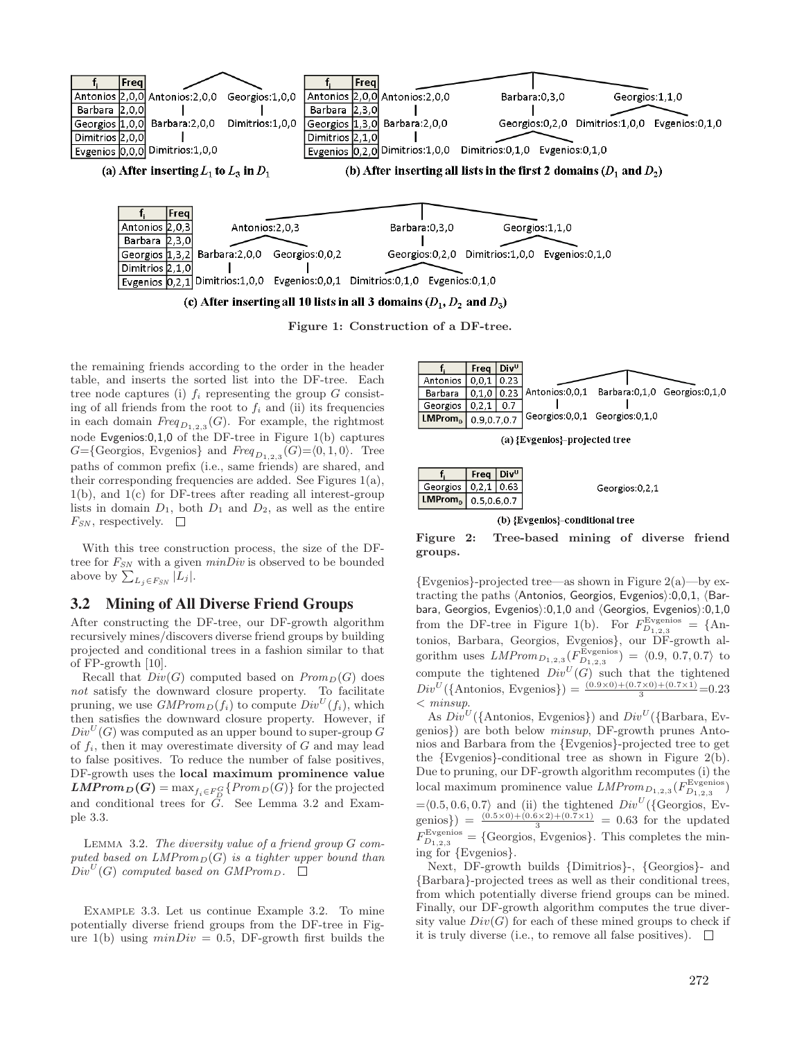| $f_i$ | Freq |
|---|---|
| Antonios | 2,0,0 |
| Barbara | 2,0,0 |
| Georgios | 1,0,0 |
| Dimitrios | 2,0,0 |
| Evgenios | 0,0,0 |

**(a) After inserting $L_1$ to $L_3$ in $D_1$**

| $f_i$ | Freq |
|---|---|
| Antonios | 2,0,0 |
| Barbara | 2,3,0 |
| Georgios | 1,3,0 |
| Dimitrios | 2,1,0 |
| Evgenios | 0,2,0 |

**(b) After inserting all lists in the first 2 domains ($D_1$ and $D_2$)**

| $f_i$ | Freq |
|---|---|
| Antonios | 2,0,3 |
| Barbara | 2,3,0 |
| Georgios | 1,3,2 |
| Dimitrios | 2,1,0 |
| Evgenios | 0,2,1 |

**(c) After inserting all 10 lists in all 3 domains ($D_1$, $D_2$ and $D_3$)**

**Figure 1: Construction of a DF-tree.**

the remaining friends according to the order in the header table, and inserts the sorted list into the DF-tree. Each tree node captures (i) $f_i$ representing the group $G$ consisting of all friends from the root to $f_i$ and (ii) its frequencies in each domain $Freq_{D_{1,2,3}}(G)$. For example, the rightmost node Evgenios:0,1,0 of the DF-tree in Figure 1(b) captures $G$={Georgios, Evgenios} and $Freq_{D_{1,2,3}}(G)=\langle 0,1,0\rangle$. Tree paths of common prefix (i.e., same friends) are shared, and their corresponding frequencies are added. See Figures 1(a), 1(b), and 1(c) for DF-trees after reading all interest-group lists in domain $D_1$, both $D_1$ and $D_2$, as well as the entire $F_{SN}$, respectively. □

With this tree construction process, the size of the DF-tree for $F_{SN}$ with a given $minDiv$ is observed to be bounded above by $\sum_{L_j \in F_{SN}} |L_j|$.

## 3.2 Mining of All Diverse Friend Groups

After constructing the DF-tree, our DF-growth algorithm recursively mines/discovers diverse friend groups by building projected and conditional trees in a fashion similar to that of FP-growth [10].

Recall that $Div(G)$ computed based on $Prom_D(G)$ does *not* satisfy the downward closure property. To facilitate pruning, we use $GMProm_D(f_i)$ to compute $Div^U(f_i)$, which then satisfies the downward closure property. However, if $Div^U(G)$ was computed as an upper bound to super-group $G$ of $f_i$, then it may overestimate diversity of $G$ and may lead to false positives. To reduce the number of false positives, DF-growth uses the **local maximum prominence value** $\boldsymbol{LMProm_D(G)} = \max_{f_i \in F_D^G}\{Prom_D(G)\}$ for the projected and conditional trees for $G$. See Lemma 3.2 and Example 3.3.

Lemma 3.2. *The diversity value of a friend group $G$ computed based on $LMProm_D(G)$ is a tighter upper bound than $Div^U(G)$ computed based on $GMProm_D$.* □

Example 3.3. Let us continue Example 3.2. To mine potentially diverse friend groups from the DF-tree in Figure 1(b) using $minDiv = 0.5$, DF-growth first builds the

| $f_i$ | Freq | $Div^U$ |
|---|---|---|
| Antonios | 0,0,1 | 0.23 |
| Barbara | 0,1,0 | 0.23 |
| Georgios | 0,2,1 | 0.7 |
| $LMProm_D$ | 0.9,0.7,0.7 | |

(a) {Evgenios}-projected tree

| $f_i$ | Freq | $Div^U$ |
|---|---|---|
| Georgios | 0,2,1 | 0.63 |
| $LMProm_D$ | 0.5,0.6,0.7 | |

(b) {Evgenios}-conditional tree

**Figure 2: Tree-based mining of diverse friend groups.**

{Evgenios}-projected tree—as shown in Figure 2(a)—by extracting the paths ⟨Antonios, Georgios, Evgenios⟩:0,0,1, ⟨Barbara, Georgios, Evgenios⟩:0,1,0 and ⟨Georgios, Evgenios⟩:0,1,0 from the DF-tree in Figure 1(b). For $F_{D_{1,2,3}}^{\text{Evgenios}}$ = {Antonios, Barbara, Georgios, Evgenios}, our DF-growth algorithm uses $LMProm_{D_{1,2,3}}(F_{D_{1,2,3}}^{\text{Evgenios}}) = \langle 0.9,\ 0.7, 0.7\rangle$ to compute the tightened $Div^U(G)$ such that the tightened $Div^U(\{\text{Antonios, Evgenios}\}) = \frac{(0.9\times 0)+(0.7\times 0)+(0.7\times 1)}{3}$=0.23 $< minsup$.

As $Div^U$({Antonios, Evgenios}) and $Div^U$({Barbara, Evgenios}) are both below $minsup$, DF-growth prunes Antonios and Barbara from the {Evgenios}-projected tree to get the {Evgenios}-conditional tree as shown in Figure 2(b). Due to pruning, our DF-growth algorithm recomputes (i) the local maximum prominence value $LMProm_{D_{1,2,3}}(F_{D_{1,2,3}}^{\text{Evgenios}})$ $=\langle 0.5, 0.6, 0.7\rangle$ and (ii) the tightened $Div^U$({Georgios, Evgenios}) $= \frac{(0.5\times 0)+(0.6\times 2)+(0.7\times 1)}{3} = 0.63$ for the updated $F_{D_{1,2,3}}^{\text{Evgenios}}$ = {Georgios, Evgenios}. This completes the mining for {Evgenios}.

Next, DF-growth builds {Dimitrios}-, {Georgios}- and {Barbara}-projected trees as well as their conditional trees, from which potentially diverse friend groups can be mined. Finally, our DF-growth algorithm computes the true diversity value $Div(G)$ for each of these mined groups to check if it is truly diverse (i.e., to remove all false positives). □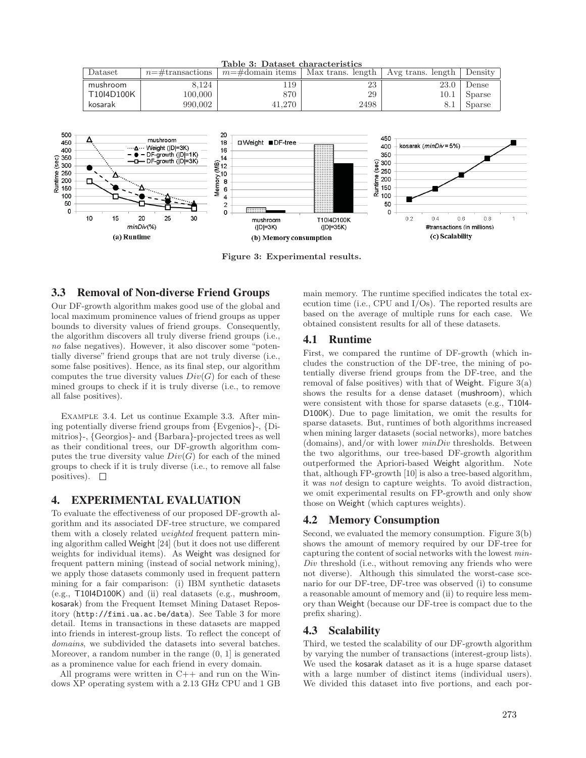**Table 3: Dataset characteristics**

| Dataset | $n$=#transactions | $m$=#domain items | Max trans. length | Avg trans. length | Density |
|---|---|---|---|---|---|
| mushroom | 8,124 | 119 | 23 | 23.0 | Dense |
| T10I4D100K | 100,000 | 870 | 29 | 10.1 | Sparse |
| kosarak | 990,002 | 41,270 | 2498 | 8.1 | Sparse |

**Figure 3: Experimental results.**

### 3.3 Removal of Non-diverse Friend Groups

Our DF-growth algorithm makes good use of the global and local maximum prominence values of friend groups as upper bounds to diversity values of friend groups. Consequently, the algorithm discovers all truly diverse friend groups (i.e., *no* false negatives). However, it also discover some "potentially diverse" friend groups that are not truly diverse (i.e., some false positives). Hence, as its final step, our algorithm computes the true diversity values $Div(G)$ for each of these mined groups to check if it is truly diverse (i.e., to remove all false positives).

Example 3.4. Let us continue Example 3.3. After mining potentially diverse friend groups from {Evgenios}-, {Dimitrios}-, {Georgios}- and {Barbara}-projected trees as well as their conditional trees, our DF-growth algorithm computes the true diversity value $Div(G)$ for each of the mined groups to check if it is truly diverse (i.e., to remove all false positives). □

## 4. EXPERIMENTAL EVALUATION

To evaluate the effectiveness of our proposed DF-growth algorithm and its associated DF-tree structure, we compared them with a closely related *weighted* frequent pattern mining algorithm called Weight [24] (but it does not use different weights for individual items). As Weight was designed for frequent pattern mining (instead of social network mining), we apply those datasets commonly used in frequent pattern mining for a fair comparison: (i) IBM synthetic datasets (e.g., T10I4D100K) and (ii) real datasets (e.g., mushroom, kosarak) from the Frequent Itemset Mining Dataset Repository (http://fimi.ua.ac.be/data). See Table 3 for more detail. Items in transactions in these datasets are mapped into friends in interest-group lists. To reflect the concept of *domains*, we subdivided the datasets into several batches. Moreover, a random number in the range (0, 1] is generated as a prominence value for each friend in every domain.

All programs were written in C++ and run on the Windows XP operating system with a 2.13 GHz CPU and 1 GB main memory. The runtime specified indicates the total execution time (i.e., CPU and I/Os). The reported results are based on the average of multiple runs for each case. We obtained consistent results for all of these datasets.

### 4.1 Runtime

First, we compared the runtime of DF-growth (which includes the construction of the DF-tree, the mining of potentially diverse friend groups from the DF-tree, and the removal of false positives) with that of Weight. Figure 3(a) shows the results for a dense dataset (mushroom), which were consistent with those for sparse datasets (e.g., T10I4-D100K). Due to page limitation, we omit the results for sparse datasets. But, runtimes of both algorithms increased when mining larger datasets (social networks), more batches (domains), and/or with lower *minDiv* thresholds. Between the two algorithms, our tree-based DF-growth algorithm outperformed the Apriori-based Weight algorithm. Note that, although FP-growth [10] is also a tree-based algorithm, it was *not* design to capture weights. To avoid distraction, we omit experimental results on FP-growth and only show those on Weight (which captures weights).

### 4.2 Memory Consumption

Second, we evaluated the memory consumption. Figure 3(b) shows the amount of memory required by our DF-tree for capturing the content of social networks with the lowest *minDiv* threshold (i.e., without removing any friends who were not diverse). Although this simulated the worst-case scenario for our DF-tree, DF-tree was observed (i) to consume a reasonable amount of memory and (ii) to require less memory than Weight (because our DF-tree is compact due to the prefix sharing).

### 4.3 Scalability

Third, we tested the scalability of our DF-growth algorithm by varying the number of transactions (interest-group lists). We used the kosarak dataset as it is a huge sparse dataset with a large number of distinct items (individual users). We divided this dataset into five portions, and each por-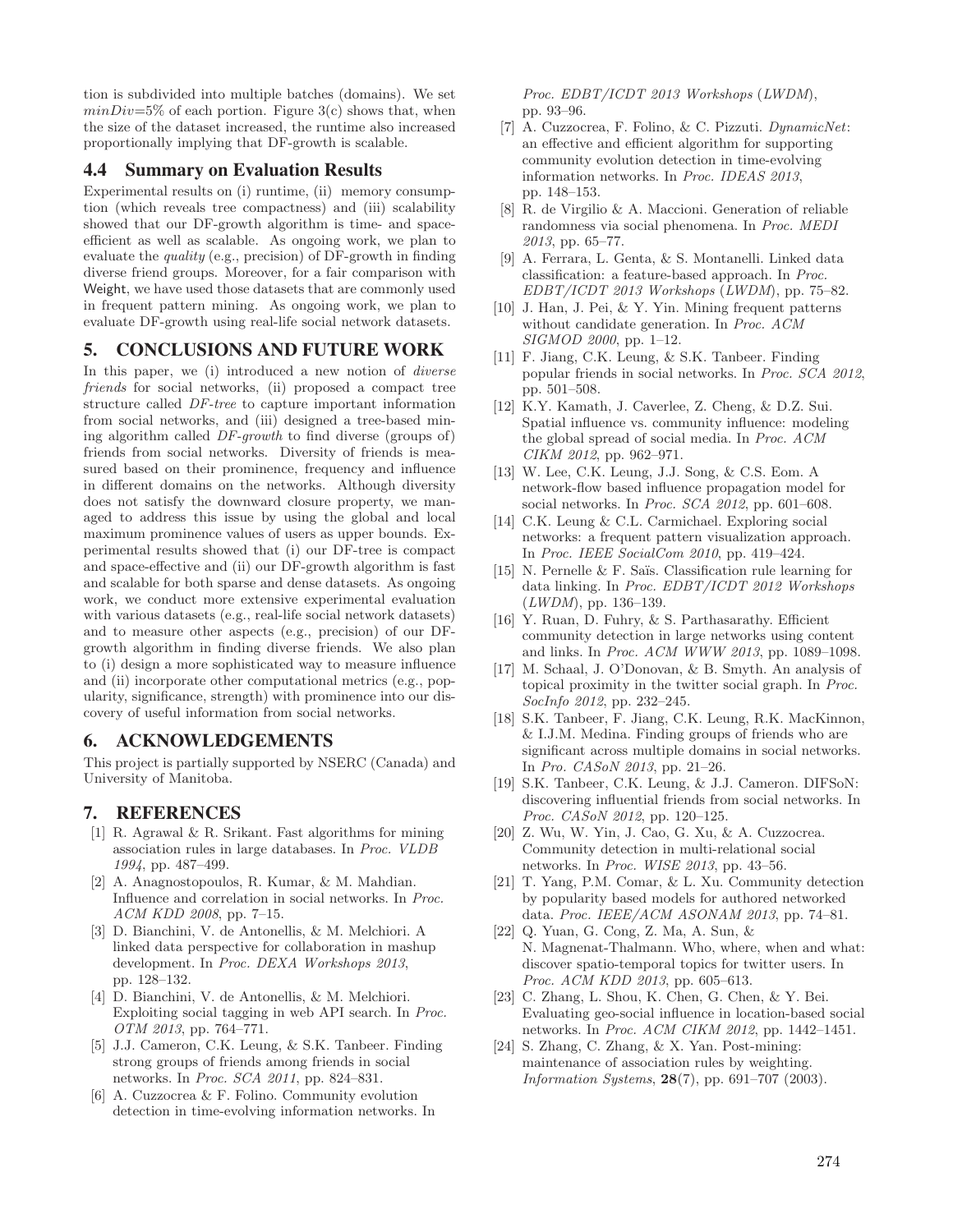tion is subdivided into multiple batches (domains). We set $minDiv$=5% of each portion. Figure 3(c) shows that, when the size of the dataset increased, the runtime also increased proportionally implying that DF-growth is scalable.

### 4.4 Summary on Evaluation Results

Experimental results on (i) runtime, (ii) memory consumption (which reveals tree compactness) and (iii) scalability showed that our DF-growth algorithm is time- and space-efficient as well as scalable. As ongoing work, we plan to evaluate the *quality* (e.g., precision) of DF-growth in finding diverse friend groups. Moreover, for a fair comparison with Weight, we have used those datasets that are commonly used in frequent pattern mining. As ongoing work, we plan to evaluate DF-growth using real-life social network datasets.

## 5. CONCLUSIONS AND FUTURE WORK

In this paper, we (i) introduced a new notion of *diverse friends* for social networks, (ii) proposed a compact tree structure called *DF-tree* to capture important information from social networks, and (iii) designed a tree-based mining algorithm called *DF-growth* to find diverse (groups of) friends from social networks. Diversity of friends is measured based on their prominence, frequency and influence in different domains on the networks. Although diversity does not satisfy the downward closure property, we managed to address this issue by using the global and local maximum prominence values of users as upper bounds. Experimental results showed that (i) our DF-tree is compact and space-effective and (ii) our DF-growth algorithm is fast and scalable for both sparse and dense datasets. As ongoing work, we conduct more extensive experimental evaluation with various datasets (e.g., real-life social network datasets) and to measure other aspects (e.g., precision) of our DF-growth algorithm in finding diverse friends. We also plan to (i) design a more sophisticated way to measure influence and (ii) incorporate other computational metrics (e.g., popularity, significance, strength) with prominence into our discovery of useful information from social networks.

## 6. ACKNOWLEDGEMENTS

This project is partially supported by NSERC (Canada) and University of Manitoba.

## 7. REFERENCES

[1] R. Agrawal & R. Srikant. Fast algorithms for mining association rules in large databases. In *Proc. VLDB 1994*, pp. 487–499.

[2] A. Anagnostopoulos, R. Kumar, & M. Mahdian. Influence and correlation in social networks. In *Proc. ACM KDD 2008*, pp. 7–15.

[3] D. Bianchini, V. de Antonellis, & M. Melchiori. A linked data perspective for collaboration in mashup development. In *Proc. DEXA Workshops 2013*, pp. 128–132.

[4] D. Bianchini, V. de Antonellis, & M. Melchiori. Exploiting social tagging in web API search. In *Proc. OTM 2013*, pp. 764–771.

[5] J.J. Cameron, C.K. Leung, & S.K. Tanbeer. Finding strong groups of friends among friends in social networks. In *Proc. SCA 2011*, pp. 824–831.

[6] A. Cuzzocrea & F. Folino. Community evolution detection in time-evolving information networks. In *Proc. EDBT/ICDT 2013 Workshops* (*LWDM*), pp. 93–96.

[7] A. Cuzzocrea, F. Folino, & C. Pizzuti. *DynamicNet*: an effective and efficient algorithm for supporting community evolution detection in time-evolving information networks. In *Proc. IDEAS 2013*, pp. 148–153.

[8] R. de Virgilio & A. Maccioni. Generation of reliable randomness via social phenomena. In *Proc. MEDI 2013*, pp. 65–77.

[9] A. Ferrara, L. Genta, & S. Montanelli. Linked data classification: a feature-based approach. In *Proc. EDBT/ICDT 2013 Workshops* (*LWDM*), pp. 75–82.

[10] J. Han, J. Pei, & Y. Yin. Mining frequent patterns without candidate generation. In *Proc. ACM SIGMOD 2000*, pp. 1–12.

[11] F. Jiang, C.K. Leung, & S.K. Tanbeer. Finding popular friends in social networks. In *Proc. SCA 2012*, pp. 501–508.

[12] K.Y. Kamath, J. Caverlee, Z. Cheng, & D.Z. Sui. Spatial influence vs. community influence: modeling the global spread of social media. In *Proc. ACM CIKM 2012*, pp. 962–971.

[13] W. Lee, C.K. Leung, J.J. Song, & C.S. Eom. A network-flow based influence propagation model for social networks. In *Proc. SCA 2012*, pp. 601–608.

[14] C.K. Leung & C.L. Carmichael. Exploring social networks: a frequent pattern visualization approach. In *Proc. IEEE SocialCom 2010*, pp. 419–424.

[15] N. Pernelle & F. Saïs. Classification rule learning for data linking. In *Proc. EDBT/ICDT 2012 Workshops* (*LWDM*), pp. 136–139.

[16] Y. Ruan, D. Fuhry, & S. Parthasarathy. Efficient community detection in large networks using content and links. In *Proc. ACM WWW 2013*, pp. 1089–1098.

[17] M. Schaal, J. O'Donovan, & B. Smyth. An analysis of topical proximity in the twitter social graph. In *Proc. SocInfo 2012*, pp. 232–245.

[18] S.K. Tanbeer, F. Jiang, C.K. Leung, R.K. MacKinnon, & I.J.M. Medina. Finding groups of friends who are significant across multiple domains in social networks. In *Pro. CASoN 2013*, pp. 21–26.

[19] S.K. Tanbeer, C.K. Leung, & J.J. Cameron. DIFSoN: discovering influential friends from social networks. In *Proc. CASoN 2012*, pp. 120–125.

[20] Z. Wu, W. Yin, J. Cao, G. Xu, & A. Cuzzocrea. Community detection in multi-relational social networks. In *Proc. WISE 2013*, pp. 43–56.

[21] T. Yang, P.M. Comar, & L. Xu. Community detection by popularity based models for authored networked data. *Proc. IEEE/ACM ASONAM 2013*, pp. 74–81.

[22] Q. Yuan, G. Cong, Z. Ma, A. Sun, & N. Magnenat-Thalmann. Who, where, when and what: discover spatio-temporal topics for twitter users. In *Proc. ACM KDD 2013*, pp. 605–613.

[23] C. Zhang, L. Shou, K. Chen, G. Chen, & Y. Bei. Evaluating geo-social influence in location-based social networks. In *Proc. ACM CIKM 2012*, pp. 1442–1451.

[24] S. Zhang, C. Zhang, & X. Yan. Post-mining: maintenance of association rules by weighting. *Information Systems*, **28**(7), pp. 691–707 (2003).